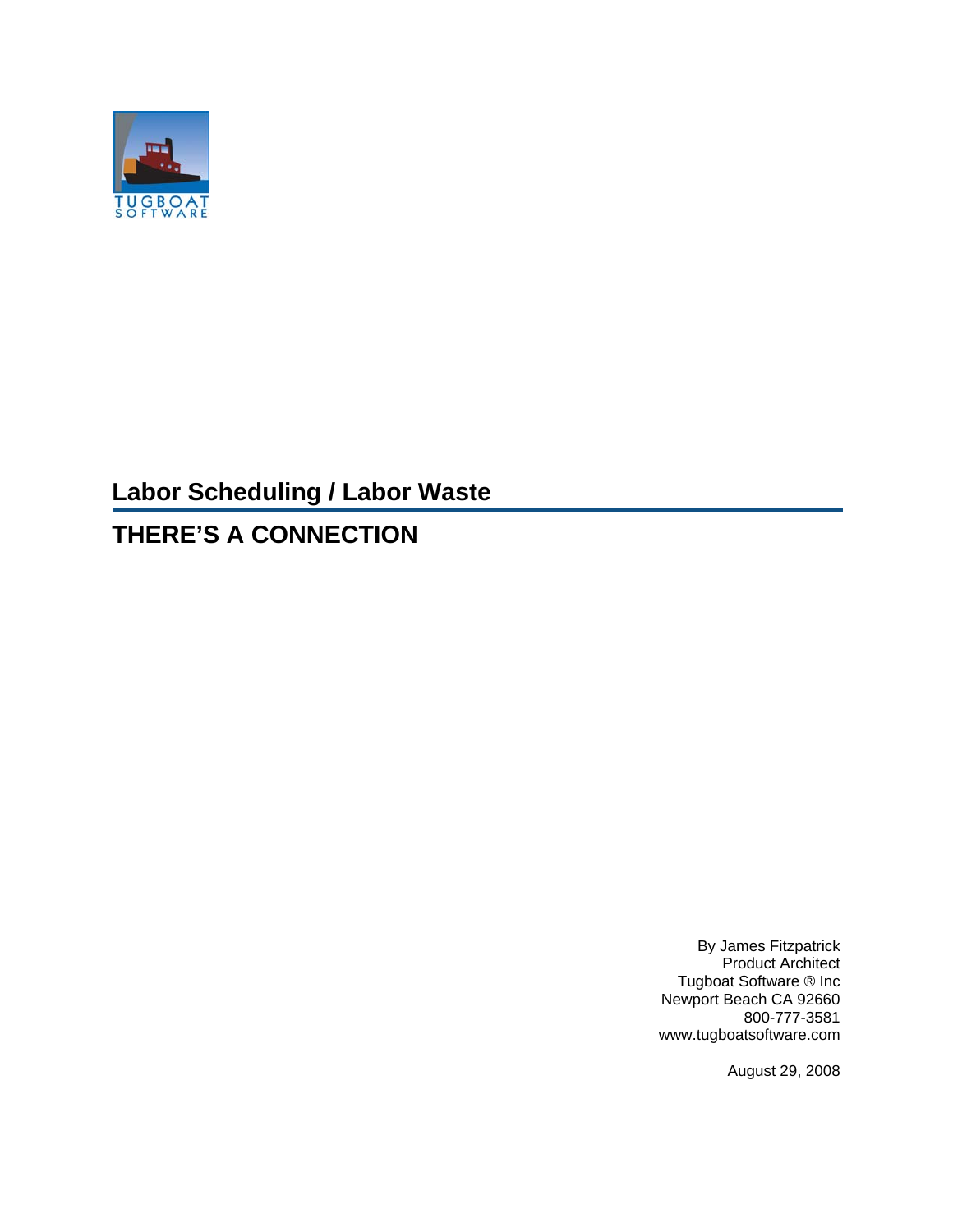TUGBOAT SOFTWARE

# Labor Scheduling / Labor Waste

## THERE'S A CONNECTION

By James Fitzpatrick
Product Architect
Tugboat Software ® Inc
Newport Beach CA 92660
800-777-3581
www.tugboatsoftware.com

August 29, 2008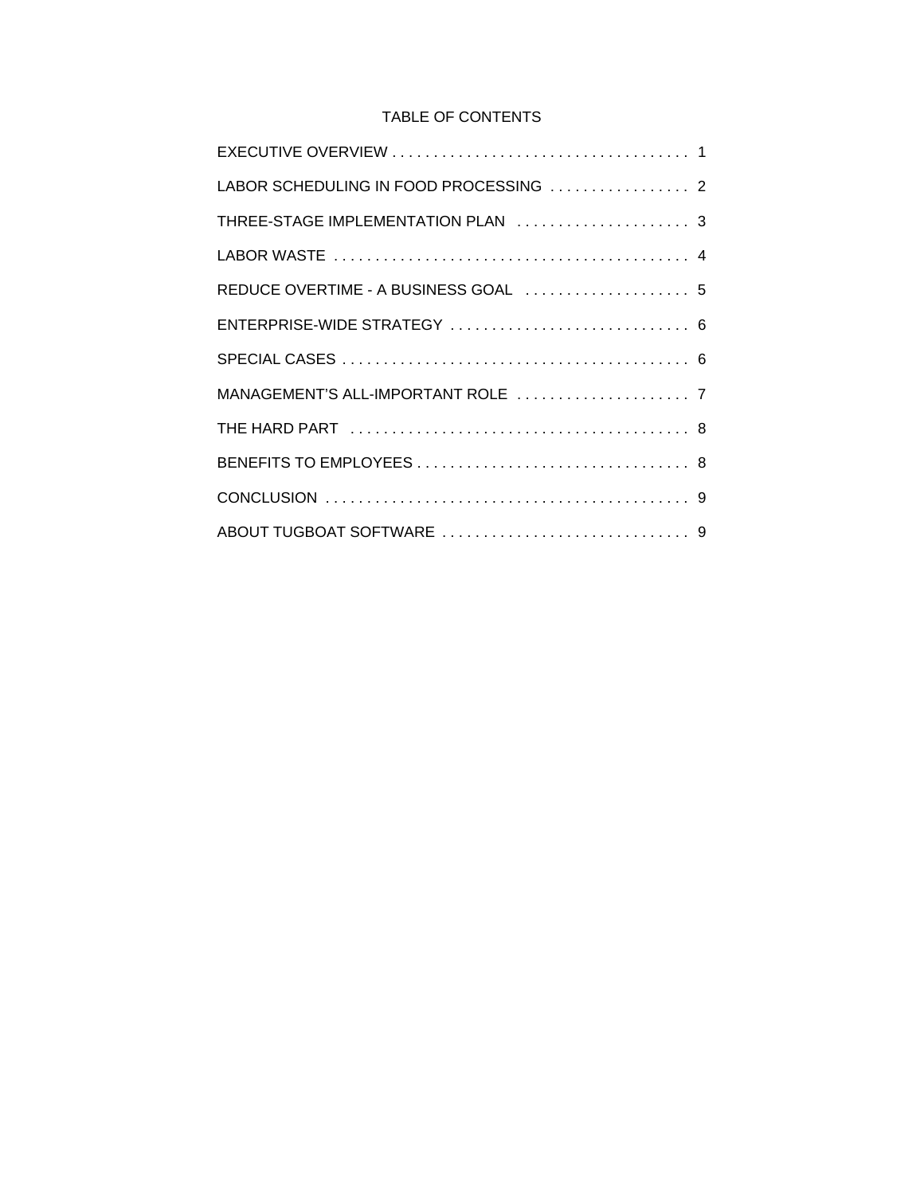## TABLE OF CONTENTS

| Section | Page |
| --- | --- |
| EXECUTIVE OVERVIEW | 1 |
| LABOR SCHEDULING IN FOOD PROCESSING | 2 |
| THREE-STAGE IMPLEMENTATION PLAN | 3 |
| LABOR WASTE | 4 |
| REDUCE OVERTIME - A BUSINESS GOAL | 5 |
| ENTERPRISE-WIDE STRATEGY | 6 |
| SPECIAL CASES | 6 |
| MANAGEMENT’S ALL-IMPORTANT ROLE | 7 |
| THE HARD PART | 8 |
| BENEFITS TO EMPLOYEES | 8 |
| CONCLUSION | 9 |
| ABOUT TUGBOAT SOFTWARE | 9 |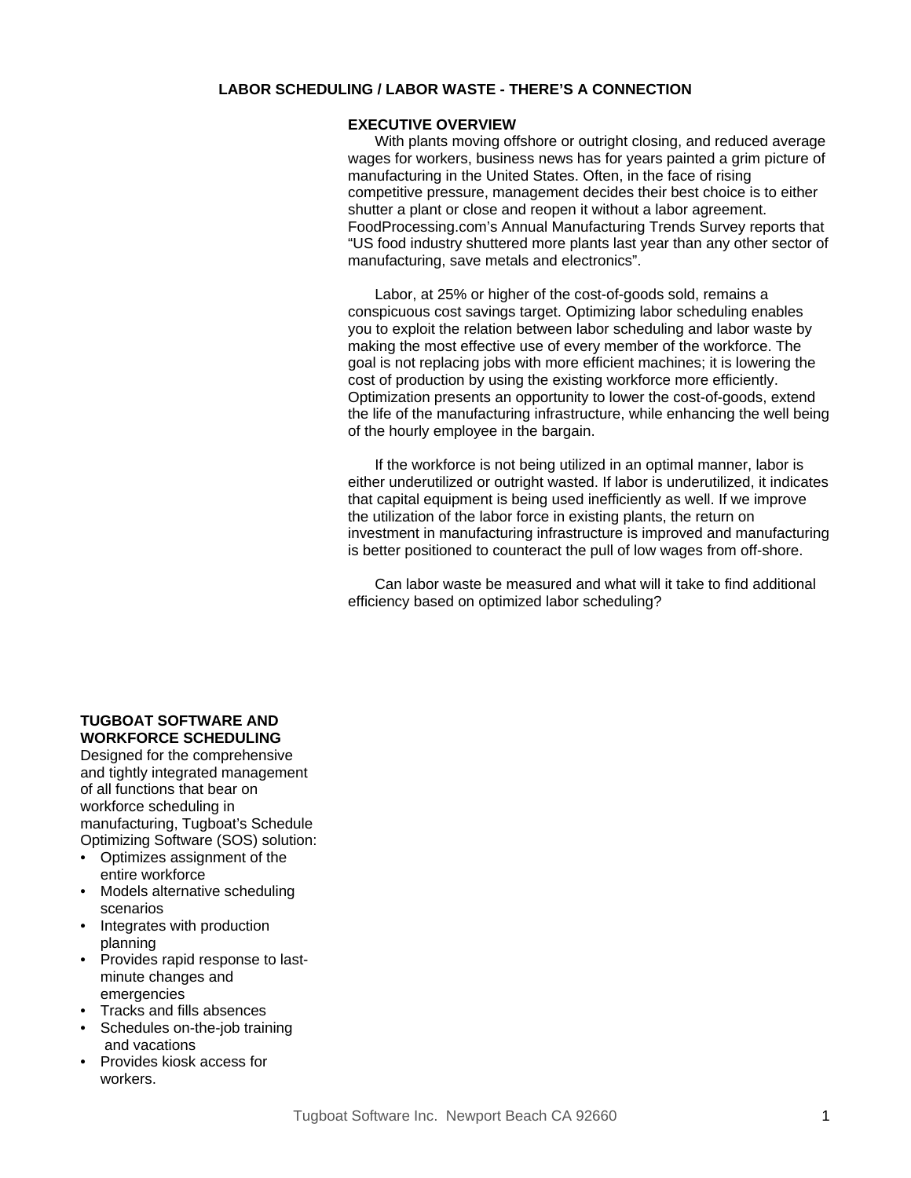# LABOR SCHEDULING / LABOR WASTE - THERE'S A CONNECTION

## EXECUTIVE OVERVIEW

With plants moving offshore or outright closing, and reduced average wages for workers, business news has for years painted a grim picture of manufacturing in the United States. Often, in the face of rising competitive pressure, management decides their best choice is to either shutter a plant or close and reopen it without a labor agreement. FoodProcessing.com's Annual Manufacturing Trends Survey reports that "US food industry shuttered more plants last year than any other sector of manufacturing, save metals and electronics".

Labor, at 25% or higher of the cost-of-goods sold, remains a conspicuous cost savings target. Optimizing labor scheduling enables you to exploit the relation between labor scheduling and labor waste by making the most effective use of every member of the workforce. The goal is not replacing jobs with more efficient machines; it is lowering the cost of production by using the existing workforce more efficiently. Optimization presents an opportunity to lower the cost-of-goods, extend the life of the manufacturing infrastructure, while enhancing the well being of the hourly employee in the bargain.

If the workforce is not being utilized in an optimal manner, labor is either underutilized or outright wasted. If labor is underutilized, it indicates that capital equipment is being used inefficiently as well. If we improve the utilization of the labor force in existing plants, the return on investment in manufacturing infrastructure is improved and manufacturing is better positioned to counteract the pull of low wages from off-shore.

Can labor waste be measured and what will it take to find additional efficiency based on optimized labor scheduling?

## TUGBOAT SOFTWARE AND WORKFORCE SCHEDULING

Designed for the comprehensive and tightly integrated management of all functions that bear on workforce scheduling in manufacturing, Tugboat's Schedule Optimizing Software (SOS) solution:

- Optimizes assignment of the entire workforce
- Models alternative scheduling scenarios
- Integrates with production planning
- Provides rapid response to last-minute changes and emergencies
- Tracks and fills absences
- Schedules on-the-job training and vacations
- Provides kiosk access for workers.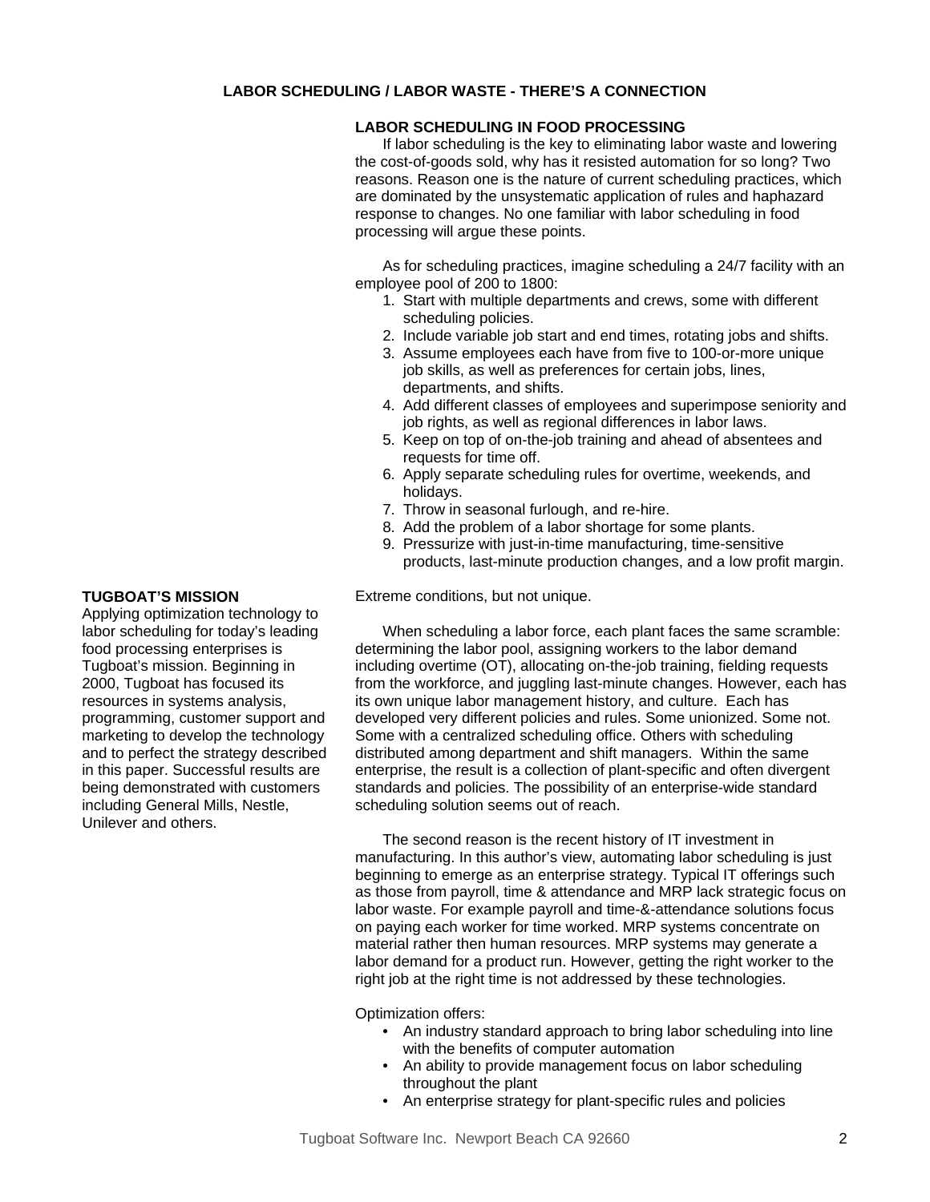## LABOR SCHEDULING / LABOR WASTE - THERE'S A CONNECTION

### LABOR SCHEDULING IN FOOD PROCESSING

If labor scheduling is the key to eliminating labor waste and lowering the cost-of-goods sold, why has it resisted automation for so long? Two reasons. Reason one is the nature of current scheduling practices, which are dominated by the unsystematic application of rules and haphazard response to changes. No one familiar with labor scheduling in food processing will argue these points.

As for scheduling practices, imagine scheduling a 24/7 facility with an employee pool of 200 to 1800:

1. Start with multiple departments and crews, some with different scheduling policies.
2. Include variable job start and end times, rotating jobs and shifts.
3. Assume employees each have from five to 100-or-more unique job skills, as well as preferences for certain jobs, lines, departments, and shifts.
4. Add different classes of employees and superimpose seniority and job rights, as well as regional differences in labor laws.
5. Keep on top of on-the-job training and ahead of absentees and requests for time off.
6. Apply separate scheduling rules for overtime, weekends, and holidays.
7. Throw in seasonal furlough, and re-hire.
8. Add the problem of a labor shortage for some plants.
9. Pressurize with just-in-time manufacturing, time-sensitive products, last-minute production changes, and a low profit margin.

Extreme conditions, but not unique.

When scheduling a labor force, each plant faces the same scramble: determining the labor pool, assigning workers to the labor demand including overtime (OT), allocating on-the-job training, fielding requests from the workforce, and juggling last-minute changes. However, each has its own unique labor management history, and culture. Each has developed very different policies and rules. Some unionized. Some not. Some with a centralized scheduling office. Others with scheduling distributed among department and shift managers. Within the same enterprise, the result is a collection of plant-specific and often divergent standards and policies. The possibility of an enterprise-wide standard scheduling solution seems out of reach.

The second reason is the recent history of IT investment in manufacturing. In this author's view, automating labor scheduling is just beginning to emerge as an enterprise strategy. Typical IT offerings such as those from payroll, time & attendance and MRP lack strategic focus on labor waste. For example payroll and time-&-attendance solutions focus on paying each worker for time worked. MRP systems concentrate on material rather then human resources. MRP systems may generate a labor demand for a product run. However, getting the right worker to the right job at the right time is not addressed by these technologies.

Optimization offers:

- An industry standard approach to bring labor scheduling into line with the benefits of computer automation
- An ability to provide management focus on labor scheduling throughout the plant
- An enterprise strategy for plant-specific rules and policies

### TUGBOAT'S MISSION

Applying optimization technology to labor scheduling for today's leading food processing enterprises is Tugboat's mission. Beginning in 2000, Tugboat has focused its resources in systems analysis, programming, customer support and marketing to develop the technology and to perfect the strategy described in this paper. Successful results are being demonstrated with customers including General Mills, Nestle, Unilever and others.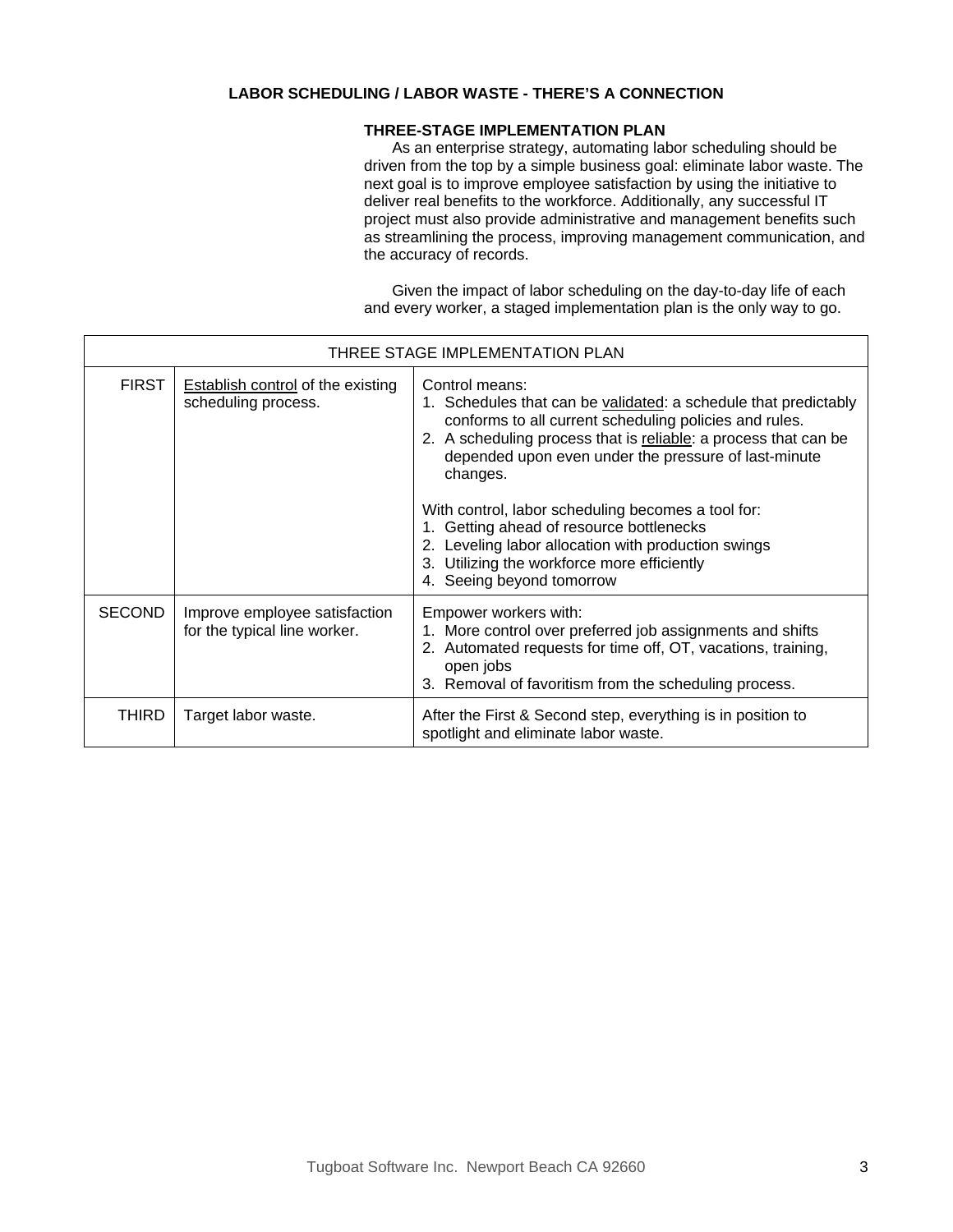**LABOR SCHEDULING / LABOR WASTE - THERE'S A CONNECTION**

### THREE-STAGE IMPLEMENTATION PLAN

As an enterprise strategy, automating labor scheduling should be driven from the top by a simple business goal: eliminate labor waste. The next goal is to improve employee satisfaction by using the initiative to deliver real benefits to the workforce. Additionally, any successful IT project must also provide administrative and management benefits such as streamlining the process, improving management communication, and the accuracy of records.

Given the impact of labor scheduling on the day-to-day life of each and every worker, a staged implementation plan is the only way to go.

| THREE STAGE IMPLEMENTATION PLAN | | |
|---|---|---|
| FIRST | Establish control of the existing scheduling process. | Control means:<br>1. Schedules that can be validated: a schedule that predictably conforms to all current scheduling policies and rules.<br>2. A scheduling process that is reliable: a process that can be depended upon even under the pressure of last-minute changes.<br><br>With control, labor scheduling becomes a tool for:<br>1. Getting ahead of resource bottlenecks<br>2. Leveling labor allocation with production swings<br>3. Utilizing the workforce more efficiently<br>4. Seeing beyond tomorrow |
| SECOND | Improve employee satisfaction for the typical line worker. | Empower workers with:<br>1. More control over preferred job assignments and shifts<br>2. Automated requests for time off, OT, vacations, training, open jobs<br>3. Removal of favoritism from the scheduling process. |
| THIRD | Target labor waste. | After the First & Second step, everything is in position to spotlight and eliminate labor waste. |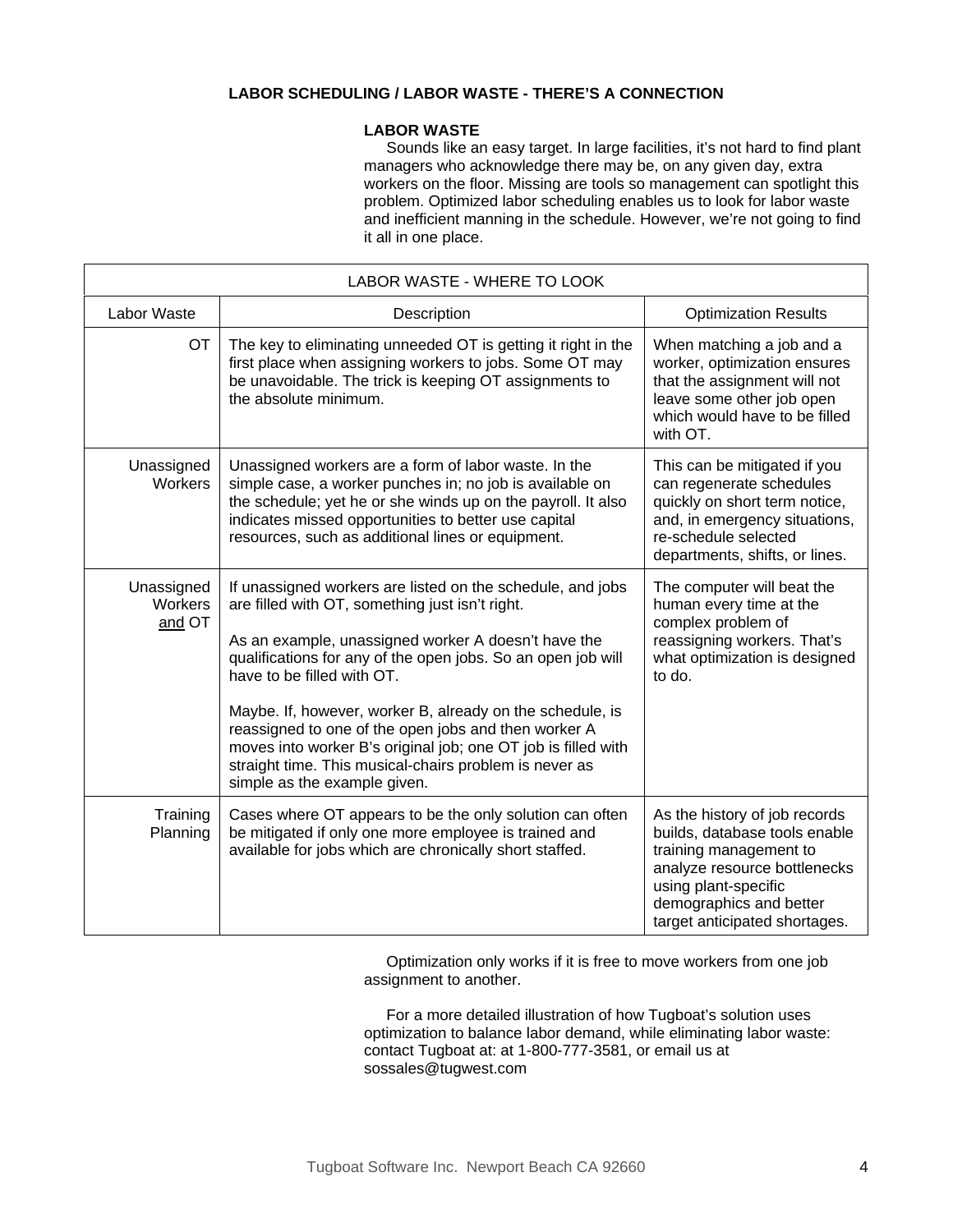## LABOR SCHEDULING / LABOR WASTE - THERE'S A CONNECTION

### LABOR WASTE

Sounds like an easy target. In large facilities, it's not hard to find plant managers who acknowledge there may be, on any given day, extra workers on the floor. Missing are tools so management can spotlight this problem. Optimized labor scheduling enables us to look for labor waste and inefficient manning in the schedule. However, we're not going to find it all in one place.

| LABOR WASTE - WHERE TO LOOK | | |
|---|---|---|
| Labor Waste | Description | Optimization Results |
| OT | The key to eliminating unneeded OT is getting it right in the first place when assigning workers to jobs. Some OT may be unavoidable. The trick is keeping OT assignments to the absolute minimum. | When matching a job and a worker, optimization ensures that the assignment will not leave some other job open which would have to be filled with OT. |
| Unassigned Workers | Unassigned workers are a form of labor waste. In the simple case, a worker punches in; no job is available on the schedule; yet he or she winds up on the payroll. It also indicates missed opportunities to better use capital resources, such as additional lines or equipment. | This can be mitigated if you can regenerate schedules quickly on short term notice, and, in emergency situations, re-schedule selected departments, shifts, or lines. |
| Unassigned Workers <u>and</u> OT | If unassigned workers are listed on the schedule, and jobs are filled with OT, something just isn't right.<br><br>As an example, unassigned worker A doesn't have the qualifications for any of the open jobs. So an open job will have to be filled with OT.<br><br>Maybe. If, however, worker B, already on the schedule, is reassigned to one of the open jobs and then worker A moves into worker B's original job; one OT job is filled with straight time. This musical-chairs problem is never as simple as the example given. | The computer will beat the human every time at the complex problem of reassigning workers. That's what optimization is designed to do. |
| Training Planning | Cases where OT appears to be the only solution can often be mitigated if only one more employee is trained and available for jobs which are chronically short staffed. | As the history of job records builds, database tools enable training management to analyze resource bottlenecks using plant-specific demographics and better target anticipated shortages. |

Optimization only works if it is free to move workers from one job assignment to another.

For a more detailed illustration of how Tugboat's solution uses optimization to balance labor demand, while eliminating labor waste: contact Tugboat at: at 1-800-777-3581, or email us at sossales@tugwest.com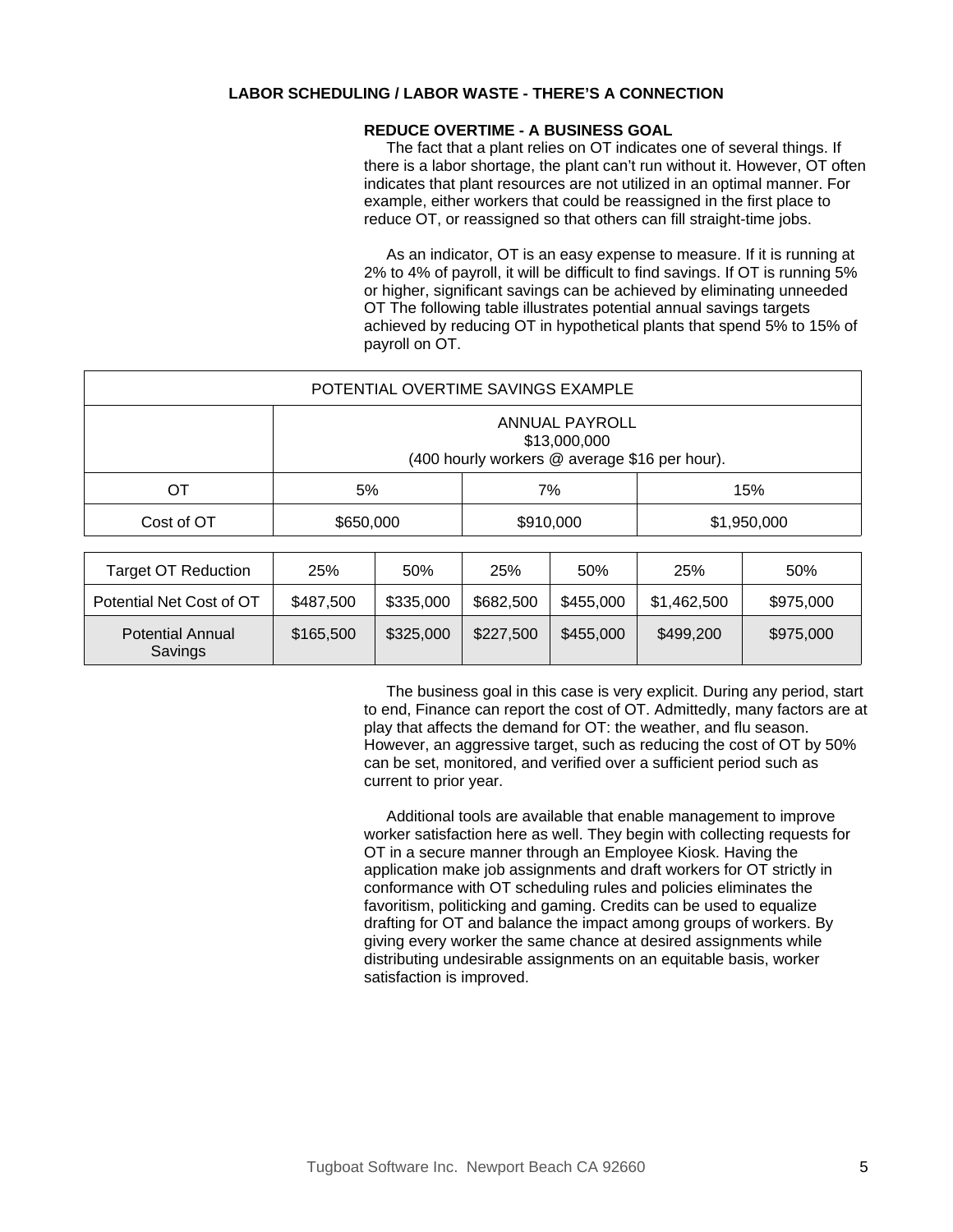## LABOR SCHEDULING / LABOR WASTE - THERE'S A CONNECTION

### REDUCE OVERTIME - A BUSINESS GOAL

The fact that a plant relies on OT indicates one of several things. If there is a labor shortage, the plant can't run without it. However, OT often indicates that plant resources are not utilized in an optimal manner. For example, either workers that could be reassigned in the first place to reduce OT, or reassigned so that others can fill straight-time jobs.

As an indicator, OT is an easy expense to measure. If it is running at 2% to 4% of payroll, it will be difficult to find savings. If OT is running 5% or higher, significant savings can be achieved by eliminating unneeded OT The following table illustrates potential annual savings targets achieved by reducing OT in hypothetical plants that spend 5% to 15% of payroll on OT.

| POTENTIAL OVERTIME SAVINGS EXAMPLE | | | | | | |
|---|---|---|---|---|---|---|
| | ANNUAL PAYROLL $13,000,000 (400 hourly workers @ average $16 per hour). | | | | | |
| OT | 5% | | 7% | | 15% | |
| Cost of OT | $650,000 | | $910,000 | | $1,950,000 | |
| Target OT Reduction | 25% | 50% | 25% | 50% | 25% | 50% |
| Potential Net Cost of OT | $487,500 | $335,000 | $682,500 | $455,000 | $1,462,500 | $975,000 |
| Potential Annual Savings | $165,500 | $325,000 | $227,500 | $455,000 | $499,200 | $975,000 |

The business goal in this case is very explicit. During any period, start to end, Finance can report the cost of OT. Admittedly, many factors are at play that affects the demand for OT: the weather, and flu season. However, an aggressive target, such as reducing the cost of OT by 50% can be set, monitored, and verified over a sufficient period such as current to prior year.

Additional tools are available that enable management to improve worker satisfaction here as well. They begin with collecting requests for OT in a secure manner through an Employee Kiosk. Having the application make job assignments and draft workers for OT strictly in conformance with OT scheduling rules and policies eliminates the favoritism, politicking and gaming. Credits can be used to equalize drafting for OT and balance the impact among groups of workers. By giving every worker the same chance at desired assignments while distributing undesirable assignments on an equitable basis, worker satisfaction is improved.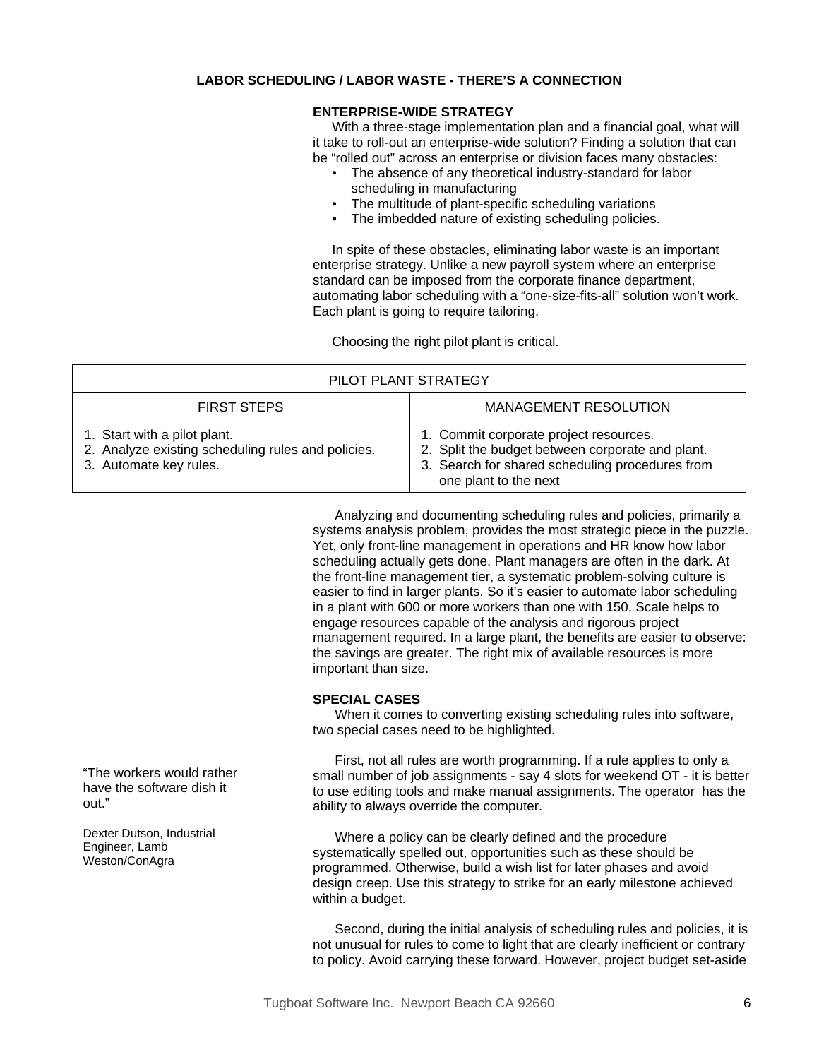**LABOR SCHEDULING / LABOR WASTE - THERE'S A CONNECTION**

## ENTERPRISE-WIDE STRATEGY

With a three-stage implementation plan and a financial goal, what will it take to roll-out an enterprise-wide solution? Finding a solution that can be "rolled out" across an enterprise or division faces many obstacles:

- The absence of any theoretical industry-standard for labor scheduling in manufacturing
- The multitude of plant-specific scheduling variations
- The imbedded nature of existing scheduling policies.

In spite of these obstacles, eliminating labor waste is an important enterprise strategy. Unlike a new payroll system where an enterprise standard can be imposed from the corporate finance department, automating labor scheduling with a "one-size-fits-all" solution won't work. Each plant is going to require tailoring.

Choosing the right pilot plant is critical.

| PILOT PLANT STRATEGY | |
|---|---|
| FIRST STEPS | MANAGEMENT RESOLUTION |
| 1. Start with a pilot plant.<br>2. Analyze existing scheduling rules and policies.<br>3. Automate key rules. | 1. Commit corporate project resources.<br>2. Split the budget between corporate and plant.<br>3. Search for shared scheduling procedures from one plant to the next |

Analyzing and documenting scheduling rules and policies, primarily a systems analysis problem, provides the most strategic piece in the puzzle. Yet, only front-line management in operations and HR know how labor scheduling actually gets done. Plant managers are often in the dark. At the front-line management tier, a systematic problem-solving culture is easier to find in larger plants. So it's easier to automate labor scheduling in a plant with 600 or more workers than one with 150. Scale helps to engage resources capable of the analysis and rigorous project management required. In a large plant, the benefits are easier to observe: the savings are greater. The right mix of available resources is more important than size.

## SPECIAL CASES

When it comes to converting existing scheduling rules into software, two special cases need to be highlighted.

> "The workers would rather have the software dish it out."
>
> Dexter Dutson, Industrial Engineer, Lamb Weston/ConAgra

First, not all rules are worth programming. If a rule applies to only a small number of job assignments - say 4 slots for weekend OT - it is better to use editing tools and make manual assignments. The operator has the ability to always override the computer.

Where a policy can be clearly defined and the procedure systematically spelled out, opportunities such as these should be programmed. Otherwise, build a wish list for later phases and avoid design creep. Use this strategy to strike for an early milestone achieved within a budget.

Second, during the initial analysis of scheduling rules and policies, it is not unusual for rules to come to light that are clearly inefficient or contrary to policy. Avoid carrying these forward. However, project budget set-aside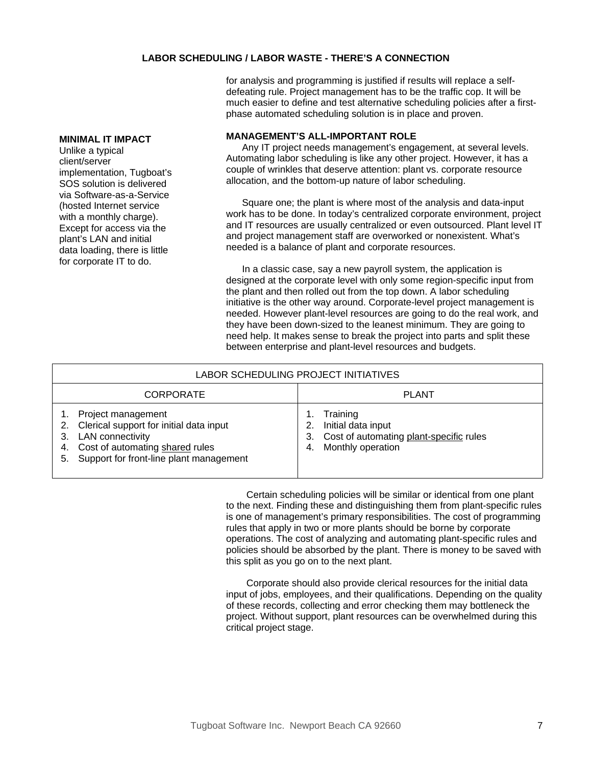for analysis and programming is justified if results will replace a self-defeating rule. Project management has to be the traffic cop. It will be much easier to define and test alternative scheduling policies after a first-phase automated scheduling solution is in place and proven.

### MINIMAL IT IMPACT

Unlike a typical client/server implementation, Tugboat's SOS solution is delivered via Software-as-a-Service (hosted Internet service with a monthly charge). Except for access via the plant's LAN and initial data loading, there is little for corporate IT to do.

### MANAGEMENT'S ALL-IMPORTANT ROLE

Any IT project needs management's engagement, at several levels. Automating labor scheduling is like any other project. However, it has a couple of wrinkles that deserve attention: plant vs. corporate resource allocation, and the bottom-up nature of labor scheduling.

Square one; the plant is where most of the analysis and data-input work has to be done. In today's centralized corporate environment, project and IT resources are usually centralized or even outsourced. Plant level IT and project management staff are overworked or nonexistent. What's needed is a balance of plant and corporate resources.

In a classic case, say a new payroll system, the application is designed at the corporate level with only some region-specific input from the plant and then rolled out from the top down. A labor scheduling initiative is the other way around. Corporate-level project management is needed. However plant-level resources are going to do the real work, and they have been down-sized to the leanest minimum. They are going to need help. It makes sense to break the project into parts and split these between enterprise and plant-level resources and budgets.

| LABOR SCHEDULING PROJECT INITIATIVES | |
|---|---|
| CORPORATE | PLANT |
| 1. Project management<br>2. Clerical support for initial data input<br>3. LAN connectivity<br>4. Cost of automating <u>shared</u> rules<br>5. Support for front-line plant management | 1. Training<br>2. Initial data input<br>3. Cost of automating <u>plant-specific</u> rules<br>4. Monthly operation |

Certain scheduling policies will be similar or identical from one plant to the next. Finding these and distinguishing them from plant-specific rules is one of management's primary responsibilities. The cost of programming rules that apply in two or more plants should be borne by corporate operations. The cost of analyzing and automating plant-specific rules and policies should be absorbed by the plant. There is money to be saved with this split as you go on to the next plant.

Corporate should also provide clerical resources for the initial data input of jobs, employees, and their qualifications. Depending on the quality of these records, collecting and error checking them may bottleneck the project. Without support, plant resources can be overwhelmed during this critical project stage.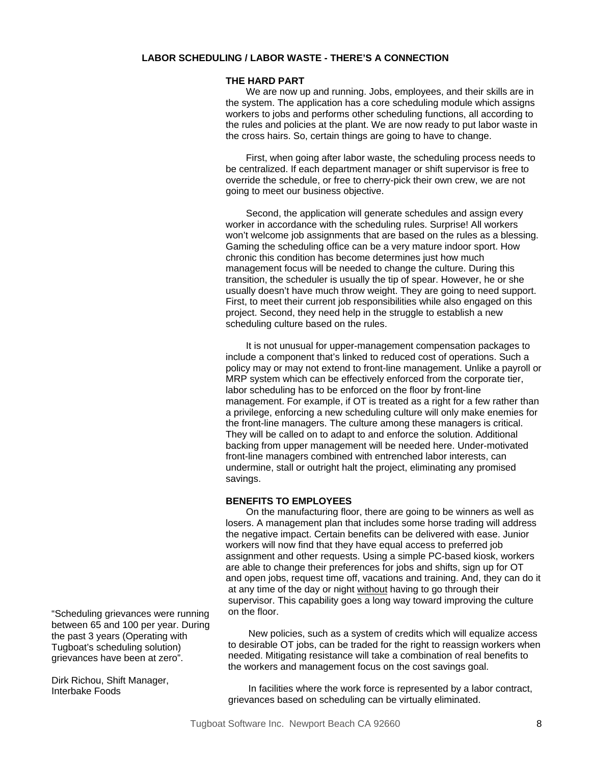## LABOR SCHEDULING / LABOR WASTE - THERE'S A CONNECTION

### THE HARD PART

We are now up and running. Jobs, employees, and their skills are in the system. The application has a core scheduling module which assigns workers to jobs and performs other scheduling functions, all according to the rules and policies at the plant. We are now ready to put labor waste in the cross hairs. So, certain things are going to have to change.

First, when going after labor waste, the scheduling process needs to be centralized. If each department manager or shift supervisor is free to override the schedule, or free to cherry-pick their own crew, we are not going to meet our business objective.

Second, the application will generate schedules and assign every worker in accordance with the scheduling rules. Surprise! All workers won't welcome job assignments that are based on the rules as a blessing. Gaming the scheduling office can be a very mature indoor sport. How chronic this condition has become determines just how much management focus will be needed to change the culture. During this transition, the scheduler is usually the tip of spear. However, he or she usually doesn't have much throw weight. They are going to need support. First, to meet their current job responsibilities while also engaged on this project. Second, they need help in the struggle to establish a new scheduling culture based on the rules.

It is not unusual for upper-management compensation packages to include a component that's linked to reduced cost of operations. Such a policy may or may not extend to front-line management. Unlike a payroll or MRP system which can be effectively enforced from the corporate tier, labor scheduling has to be enforced on the floor by front-line management. For example, if OT is treated as a right for a few rather than a privilege, enforcing a new scheduling culture will only make enemies for the front-line managers. The culture among these managers is critical. They will be called on to adapt to and enforce the solution. Additional backing from upper management will be needed here. Under-motivated front-line managers combined with entrenched labor interests, can undermine, stall or outright halt the project, eliminating any promised savings.

### BENEFITS TO EMPLOYEES

On the manufacturing floor, there are going to be winners as well as losers. A management plan that includes some horse trading will address the negative impact. Certain benefits can be delivered with ease. Junior workers will now find that they have equal access to preferred job assignment and other requests. Using a simple PC-based kiosk, workers are able to change their preferences for jobs and shifts, sign up for OT and open jobs, request time off, vacations and training. And, they can do it at any time of the day or night without having to go through their supervisor. This capability goes a long way toward improving the culture on the floor.

New policies, such as a system of credits which will equalize access to desirable OT jobs, can be traded for the right to reassign workers when needed. Mitigating resistance will take a combination of real benefits to the workers and management focus on the cost savings goal.

In facilities where the work force is represented by a labor contract, grievances based on scheduling can be virtually eliminated.

"Scheduling grievances were running between 65 and 100 per year. During the past 3 years (Operating with Tugboat's scheduling solution) grievances have been at zero".

Dirk Richou, Shift Manager, Interbake Foods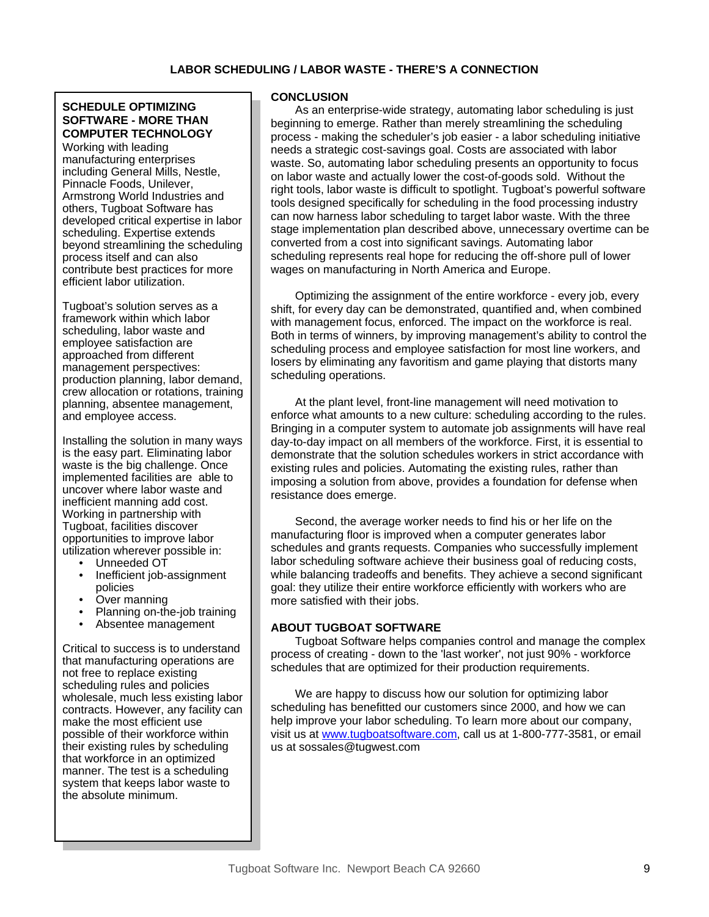## LABOR SCHEDULING / LABOR WASTE - THERE'S A CONNECTION

### SCHEDULE OPTIMIZING SOFTWARE - MORE THAN COMPUTER TECHNOLOGY

Working with leading manufacturing enterprises including General Mills, Nestle, Pinnacle Foods, Unilever, Armstrong World Industries and others, Tugboat Software has developed critical expertise in labor scheduling. Expertise extends beyond streamlining the scheduling process itself and can also contribute best practices for more efficient labor utilization.

Tugboat's solution serves as a framework within which labor scheduling, labor waste and employee satisfaction are approached from different management perspectives: production planning, labor demand, crew allocation or rotations, training planning, absentee management, and employee access.

Installing the solution in many ways is the easy part. Eliminating labor waste is the big challenge. Once implemented facilities are able to uncover where labor waste and inefficient manning add cost. Working in partnership with Tugboat, facilities discover opportunities to improve labor utilization wherever possible in:

- Unneeded OT
- Inefficient job-assignment policies
- Over manning
- Planning on-the-job training
- Absentee management

Critical to success is to understand that manufacturing operations are not free to replace existing scheduling rules and policies wholesale, much less existing labor contracts. However, any facility can make the most efficient use possible of their workforce within their existing rules by scheduling that workforce in an optimized manner. The test is a scheduling system that keeps labor waste to the absolute minimum.

### CONCLUSION

As an enterprise-wide strategy, automating labor scheduling is just beginning to emerge. Rather than merely streamlining the scheduling process - making the scheduler's job easier - a labor scheduling initiative needs a strategic cost-savings goal. Costs are associated with labor waste. So, automating labor scheduling presents an opportunity to focus on labor waste and actually lower the cost-of-goods sold. Without the right tools, labor waste is difficult to spotlight. Tugboat's powerful software tools designed specifically for scheduling in the food processing industry can now harness labor scheduling to target labor waste. With the three stage implementation plan described above, unnecessary overtime can be converted from a cost into significant savings. Automating labor scheduling represents real hope for reducing the off-shore pull of lower wages on manufacturing in North America and Europe.

Optimizing the assignment of the entire workforce - every job, every shift, for every day can be demonstrated, quantified and, when combined with management focus, enforced. The impact on the workforce is real. Both in terms of winners, by improving management's ability to control the scheduling process and employee satisfaction for most line workers, and losers by eliminating any favoritism and game playing that distorts many scheduling operations.

At the plant level, front-line management will need motivation to enforce what amounts to a new culture: scheduling according to the rules. Bringing in a computer system to automate job assignments will have real day-to-day impact on all members of the workforce. First, it is essential to demonstrate that the solution schedules workers in strict accordance with existing rules and policies. Automating the existing rules, rather than imposing a solution from above, provides a foundation for defense when resistance does emerge.

Second, the average worker needs to find his or her life on the manufacturing floor is improved when a computer generates labor schedules and grants requests. Companies who successfully implement labor scheduling software achieve their business goal of reducing costs, while balancing tradeoffs and benefits. They achieve a second significant goal: they utilize their entire workforce efficiently with workers who are more satisfied with their jobs.

### ABOUT TUGBOAT SOFTWARE

Tugboat Software helps companies control and manage the complex process of creating - down to the 'last worker', not just 90% - workforce schedules that are optimized for their production requirements.

We are happy to discuss how our solution for optimizing labor scheduling has benefitted our customers since 2000, and how we can help improve your labor scheduling. To learn more about our company, visit us at www.tugboatsoftware.com, call us at 1-800-777-3581, or email us at sossales@tugwest.com